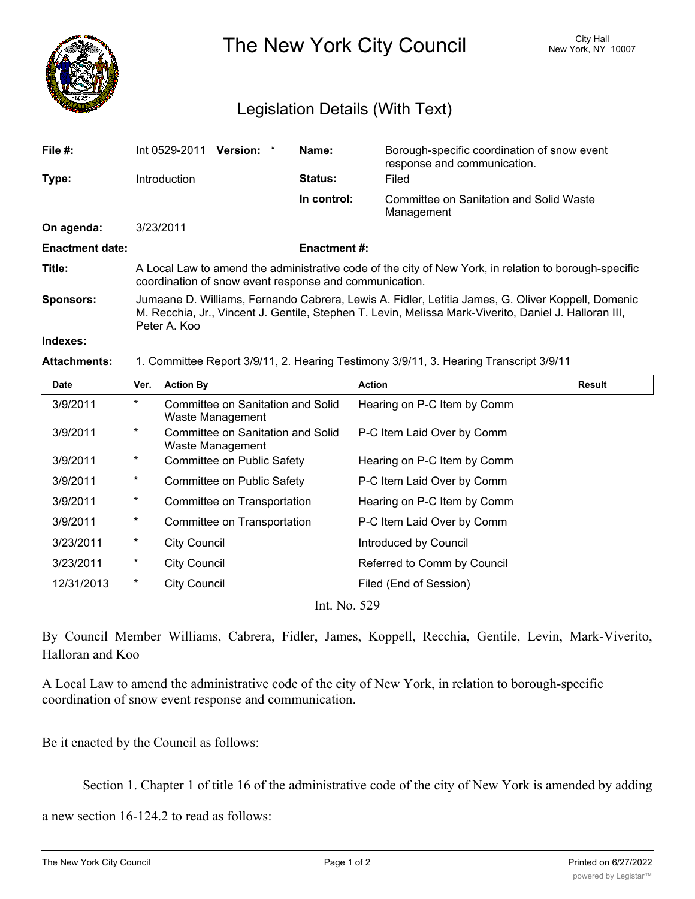# The New York City Council

City Hall
New York, NY 10007

## Legislation Details (With Text)

| | | | |
|---|---|---|---|
| **File #:** | Int 0529-2011 **Version:** * | **Name:** | Borough-specific coordination of snow event response and communication. |
| **Type:** | Introduction | **Status:** | Filed |
| | | **In control:** | Committee on Sanitation and Solid Waste Management |
| **On agenda:** | 3/23/2011 | | |
| **Enactment date:** | | **Enactment #:** | |

**Title:** A Local Law to amend the administrative code of the city of New York, in relation to borough-specific coordination of snow event response and communication.

**Sponsors:** Jumaane D. Williams, Fernando Cabrera, Lewis A. Fidler, Letitia James, G. Oliver Koppell, Domenic M. Recchia, Jr., Vincent J. Gentile, Stephen T. Levin, Melissa Mark-Viverito, Daniel J. Halloran III, Peter A. Koo

**Indexes:**

**Attachments:** 1. Committee Report 3/9/11, 2. Hearing Testimony 3/9/11, 3. Hearing Transcript 3/9/11

| Date | Ver. | Action By | Action | Result |
|---|---|---|---|---|
| 3/9/2011 | * | Committee on Sanitation and Solid Waste Management | Hearing on P-C Item by Comm | |
| 3/9/2011 | * | Committee on Sanitation and Solid Waste Management | P-C Item Laid Over by Comm | |
| 3/9/2011 | * | Committee on Public Safety | Hearing on P-C Item by Comm | |
| 3/9/2011 | * | Committee on Public Safety | P-C Item Laid Over by Comm | |
| 3/9/2011 | * | Committee on Transportation | Hearing on P-C Item by Comm | |
| 3/9/2011 | * | Committee on Transportation | P-C Item Laid Over by Comm | |
| 3/23/2011 | * | City Council | Introduced by Council | |
| 3/23/2011 | * | City Council | Referred to Comm by Council | |
| 12/31/2013 | * | City Council | Filed (End of Session) | |

Int. No. 529

By Council Member Williams, Cabrera, Fidler, James, Koppell, Recchia, Gentile, Levin, Mark-Viverito, Halloran and Koo

A Local Law to amend the administrative code of the city of New York, in relation to borough-specific coordination of snow event response and communication.

Be it enacted by the Council as follows:

Section 1. Chapter 1 of title 16 of the administrative code of the city of New York is amended by adding a new section 16-124.2 to read as follows: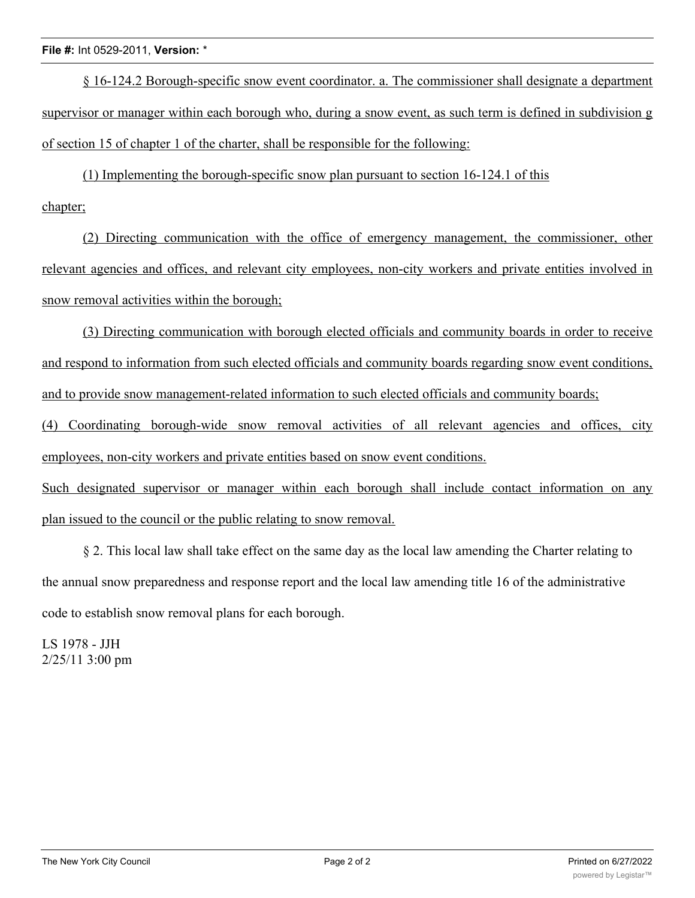§ 16-124.2 Borough-specific snow event coordinator. a. The commissioner shall designate a department supervisor or manager within each borough who, during a snow event, as such term is defined in subdivision g of section 15 of chapter 1 of the charter, shall be responsible for the following:

(1) Implementing the borough-specific snow plan pursuant to section 16-124.1 of this chapter;

(2) Directing communication with the office of emergency management, the commissioner, other relevant agencies and offices, and relevant city employees, non-city workers and private entities involved in snow removal activities within the borough;

(3) Directing communication with borough elected officials and community boards in order to receive and respond to information from such elected officials and community boards regarding snow event conditions, and to provide snow management-related information to such elected officials and community boards;

(4) Coordinating borough-wide snow removal activities of all relevant agencies and offices, city employees, non-city workers and private entities based on snow event conditions.

Such designated supervisor or manager within each borough shall include contact information on any plan issued to the council or the public relating to snow removal.

§ 2. This local law shall take effect on the same day as the local law amending the Charter relating to the annual snow preparedness and response report and the local law amending title 16 of the administrative code to establish snow removal plans for each borough.

LS 1978 - JJH
2/25/11 3:00 pm